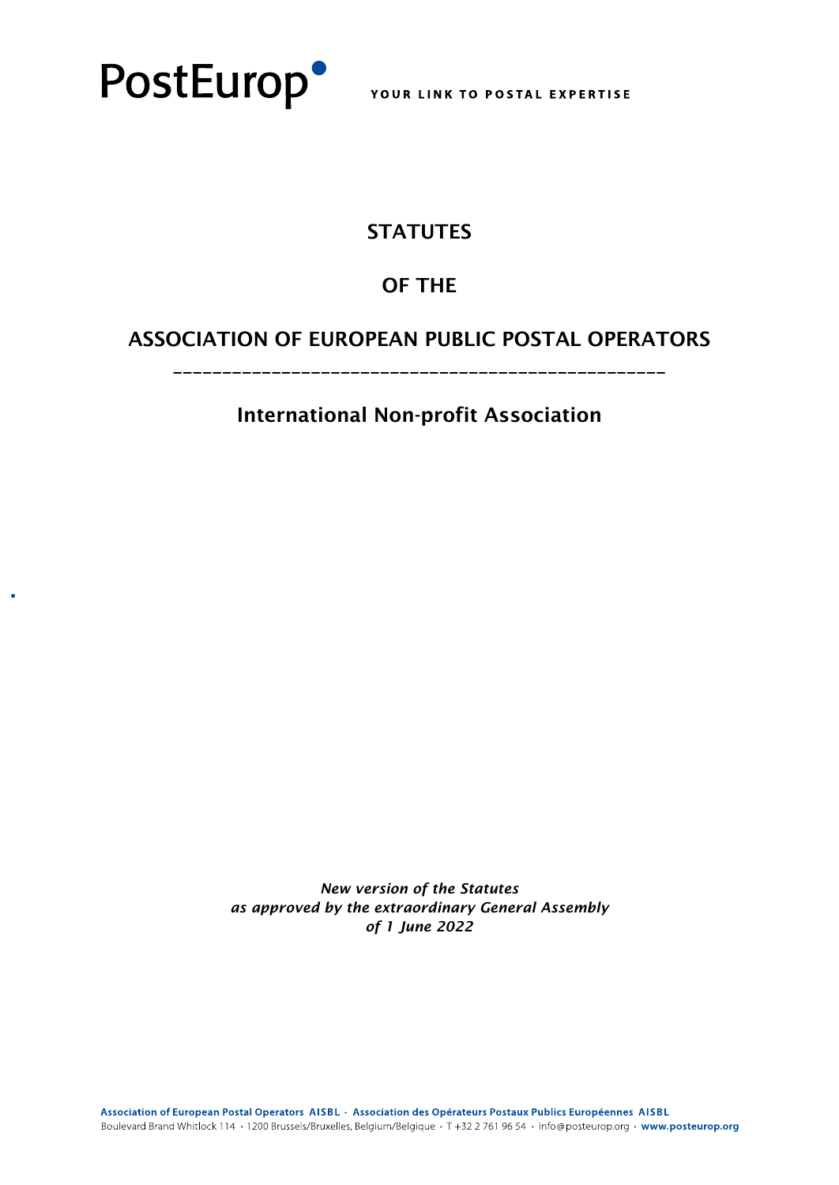PostEurop YOUR LINK TO POSTAL EXPERTISE

# STATUTES

# OF THE

# ASSOCIATION OF EUROPEAN PUBLIC POSTAL OPERATORS

---

## International Non-profit Association

*New version of the Statutes*
*as approved by the extraordinary General Assembly*
*of 1 June 2022*

Association of European Postal Operators AISBL · Association des Opérateurs Postaux Publics Européennes AISBL
Boulevard Brand Whitlock 114 · 1200 Brussels/Bruxelles, Belgium/Belgique · T +32 2 761 96 54 · info@posteurop.org · www.posteurop.org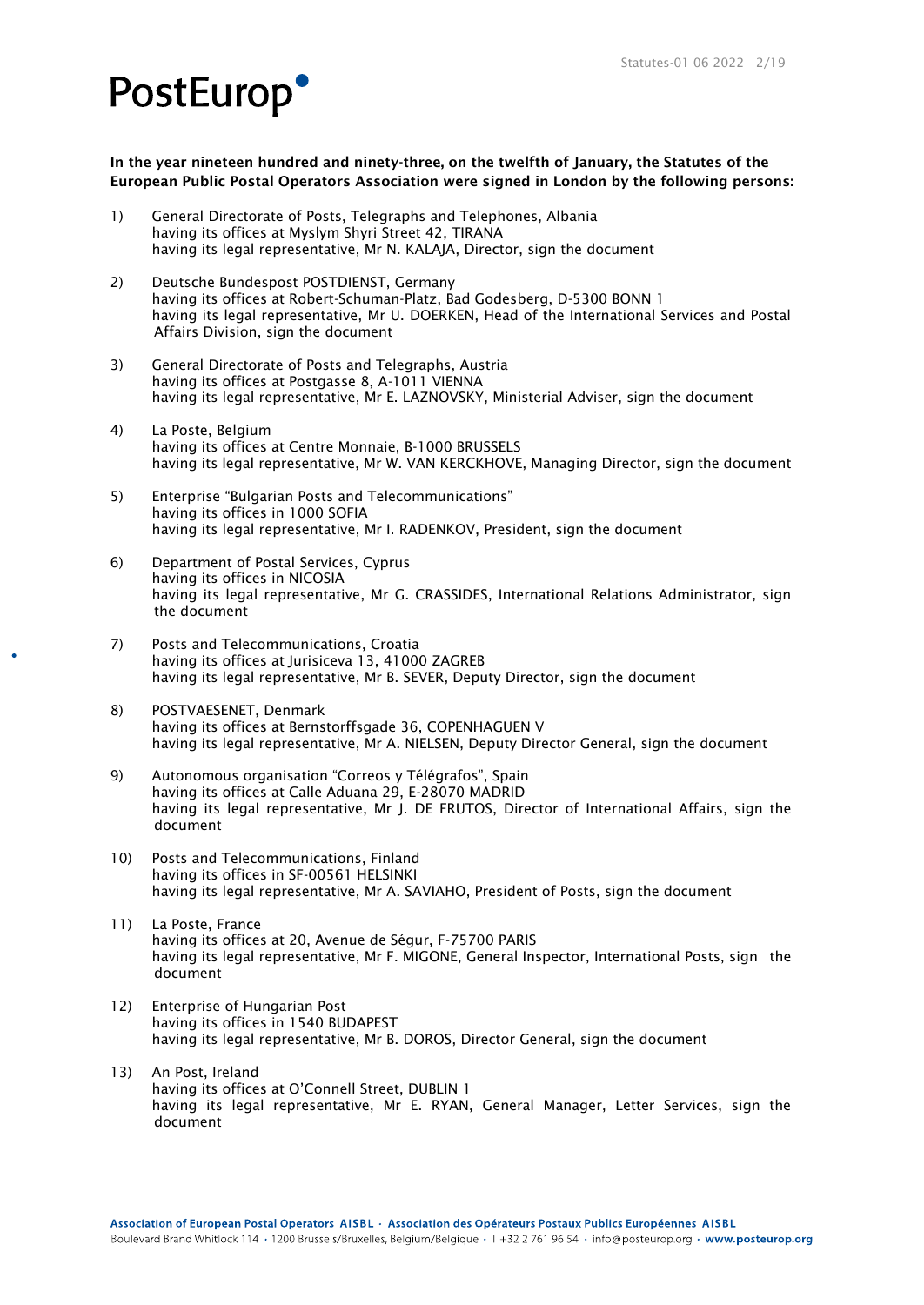**In the year nineteen hundred and ninety-three, on the twelfth of January, the Statutes of the European Public Postal Operators Association were signed in London by the following persons:**

1) General Directorate of Posts, Telegraphs and Telephones, Albania
   having its offices at Myslym Shyri Street 42, TIRANA
   having its legal representative, Mr N. KALAJA, Director, sign the document

2) Deutsche Bundespost POSTDIENST, Germany
   having its offices at Robert-Schuman-Platz, Bad Godesberg, D-5300 BONN 1
   having its legal representative, Mr U. DOERKEN, Head of the International Services and Postal Affairs Division, sign the document

3) General Directorate of Posts and Telegraphs, Austria
   having its offices at Postgasse 8, A-1011 VIENNA
   having its legal representative, Mr E. LAZNOVSKY, Ministerial Adviser, sign the document

4) La Poste, Belgium
   having its offices at Centre Monnaie, B-1000 BRUSSELS
   having its legal representative, Mr W. VAN KERCKHOVE, Managing Director, sign the document

5) Enterprise "Bulgarian Posts and Telecommunications"
   having its offices in 1000 SOFIA
   having its legal representative, Mr I. RADENKOV, President, sign the document

6) Department of Postal Services, Cyprus
   having its offices in NICOSIA
   having its legal representative, Mr G. CRASSIDES, International Relations Administrator, sign the document

7) Posts and Telecommunications, Croatia
   having its offices at Jurisiceva 13, 41000 ZAGREB
   having its legal representative, Mr B. SEVER, Deputy Director, sign the document

8) POSTVAESENET, Denmark
   having its offices at Bernstorffsgade 36, COPENHAGUEN V
   having its legal representative, Mr A. NIELSEN, Deputy Director General, sign the document

9) Autonomous organisation "Correos y Télégrafos", Spain
   having its offices at Calle Aduana 29, E-28070 MADRID
   having its legal representative, Mr J. DE FRUTOS, Director of International Affairs, sign the document

10) Posts and Telecommunications, Finland
    having its offices in SF-00561 HELSINKI
    having its legal representative, Mr A. SAVIAHO, President of Posts, sign the document

11) La Poste, France
    having its offices at 20, Avenue de Ségur, F-75700 PARIS
    having its legal representative, Mr F. MIGONE, General Inspector, International Posts, sign the document

12) Enterprise of Hungarian Post
    having its offices in 1540 BUDAPEST
    having its legal representative, Mr B. DOROS, Director General, sign the document

13) An Post, Ireland
    having its offices at O'Connell Street, DUBLIN 1
    having its legal representative, Mr E. RYAN, General Manager, Letter Services, sign the document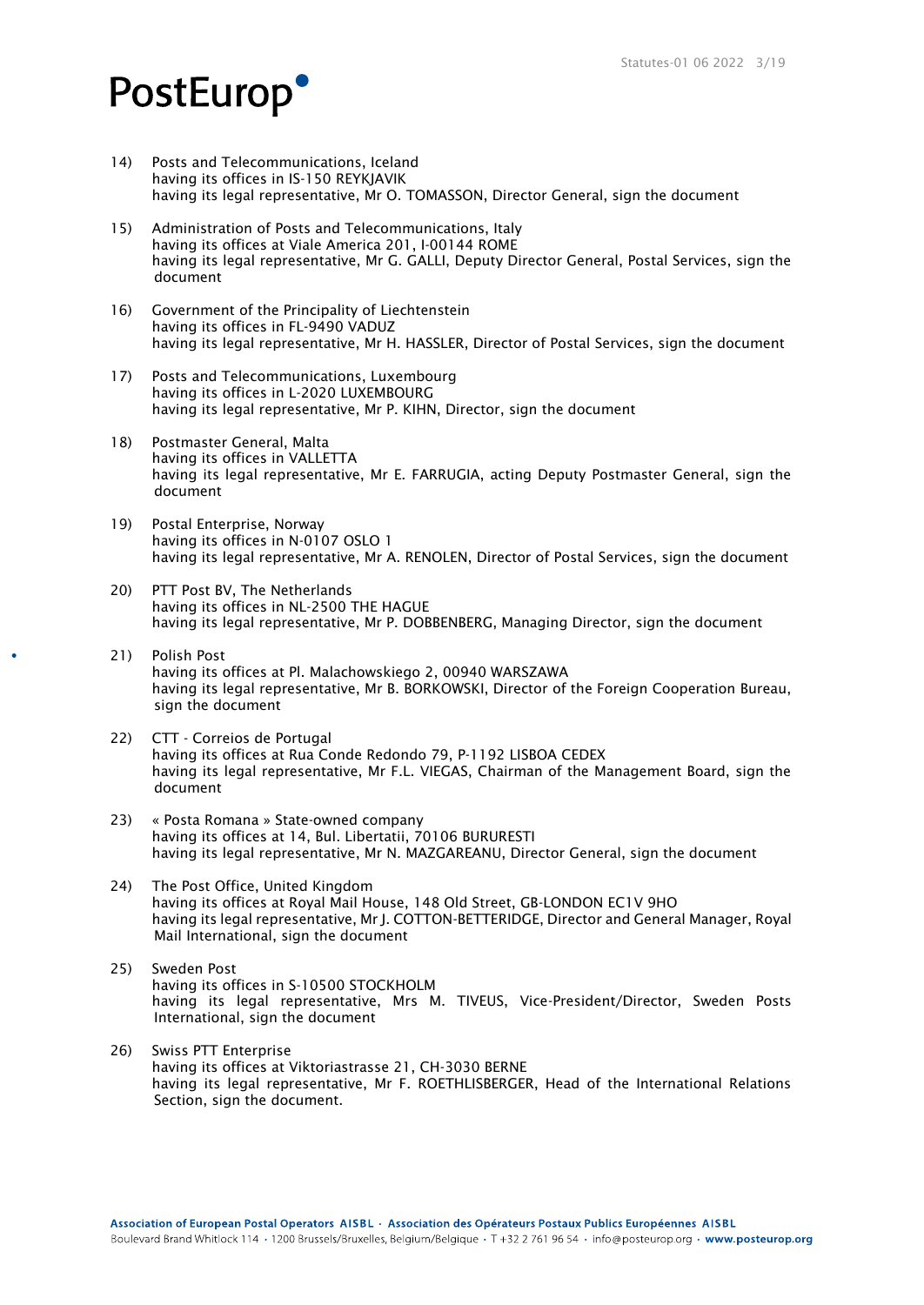14) Posts and Telecommunications, Iceland
having its offices in IS-150 REYKJAVIK
having its legal representative, Mr O. TOMASSON, Director General, sign the document

15) Administration of Posts and Telecommunications, Italy
having its offices at Viale America 201, I-00144 ROME
having its legal representative, Mr G. GALLI, Deputy Director General, Postal Services, sign the document

16) Government of the Principality of Liechtenstein
having its offices in FL-9490 VADUZ
having its legal representative, Mr H. HASSLER, Director of Postal Services, sign the document

17) Posts and Telecommunications, Luxembourg
having its offices in L-2020 LUXEMBOURG
having its legal representative, Mr P. KIHN, Director, sign the document

18) Postmaster General, Malta
having its offices in VALLETTA
having its legal representative, Mr E. FARRUGIA, acting Deputy Postmaster General, sign the document

19) Postal Enterprise, Norway
having its offices in N-0107 OSLO 1
having its legal representative, Mr A. RENOLEN, Director of Postal Services, sign the document

20) PTT Post BV, The Netherlands
having its offices in NL-2500 THE HAGUE
having its legal representative, Mr P. DOBBENBERG, Managing Director, sign the document

21) Polish Post
having its offices at Pl. Malachowskiego 2, 00940 WARSZAWA
having its legal representative, Mr B. BORKOWSKI, Director of the Foreign Cooperation Bureau, sign the document

22) CTT - Correios de Portugal
having its offices at Rua Conde Redondo 79, P-1192 LISBOA CEDEX
having its legal representative, Mr F.L. VIEGAS, Chairman of the Management Board, sign the document

23) « Posta Romana » State-owned company
having its offices at 14, Bul. Libertatii, 70106 BURURESTI
having its legal representative, Mr N. MAZGAREANU, Director General, sign the document

24) The Post Office, United Kingdom
having its offices at Royal Mail House, 148 Old Street, GB-LONDON EC1V 9HO
having its legal representative, Mr J. COTTON-BETTERIDGE, Director and General Manager, Royal Mail International, sign the document

25) Sweden Post
having its offices in S-10500 STOCKHOLM
having its legal representative, Mrs M. TIVEUS, Vice-President/Director, Sweden Posts International, sign the document

26) Swiss PTT Enterprise
having its offices at Viktoriastrasse 21, CH-3030 BERNE
having its legal representative, Mr F. ROETHLISBERGER, Head of the International Relations Section, sign the document.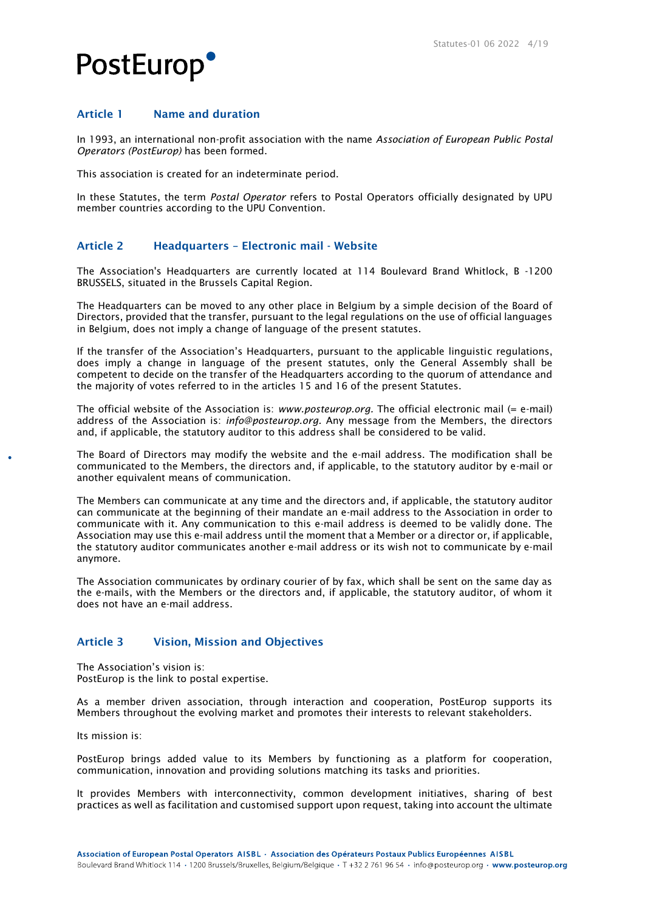## Article 1 Name and duration

In 1993, an international non-profit association with the name *Association of European Public Postal Operators (PostEurop)* has been formed.

This association is created for an indeterminate period.

In these Statutes, the term *Postal Operator* refers to Postal Operators officially designated by UPU member countries according to the UPU Convention.

## Article 2 Headquarters – Electronic mail - Website

The Association's Headquarters are currently located at 114 Boulevard Brand Whitlock, B -1200 BRUSSELS, situated in the Brussels Capital Region.

The Headquarters can be moved to any other place in Belgium by a simple decision of the Board of Directors, provided that the transfer, pursuant to the legal regulations on the use of official languages in Belgium, does not imply a change of language of the present statutes.

If the transfer of the Association's Headquarters, pursuant to the applicable linguistic regulations, does imply a change in language of the present statutes, only the General Assembly shall be competent to decide on the transfer of the Headquarters according to the quorum of attendance and the majority of votes referred to in the articles 15 and 16 of the present Statutes.

The official website of the Association is: *www.posteurop.org*. The official electronic mail (= e-mail) address of the Association is: *info@posteurop.org*. Any message from the Members, the directors and, if applicable, the statutory auditor to this address shall be considered to be valid.

The Board of Directors may modify the website and the e-mail address. The modification shall be communicated to the Members, the directors and, if applicable, to the statutory auditor by e-mail or another equivalent means of communication.

The Members can communicate at any time and the directors and, if applicable, the statutory auditor can communicate at the beginning of their mandate an e-mail address to the Association in order to communicate with it. Any communication to this e-mail address is deemed to be validly done. The Association may use this e-mail address until the moment that a Member or a director or, if applicable, the statutory auditor communicates another e-mail address or its wish not to communicate by e-mail anymore.

The Association communicates by ordinary courier of by fax, which shall be sent on the same day as the e-mails, with the Members or the directors and, if applicable, the statutory auditor, of whom it does not have an e-mail address.

## Article 3 Vision, Mission and Objectives

The Association's vision is:
PostEurop is the link to postal expertise.

As a member driven association, through interaction and cooperation, PostEurop supports its Members throughout the evolving market and promotes their interests to relevant stakeholders.

Its mission is:

PostEurop brings added value to its Members by functioning as a platform for cooperation, communication, innovation and providing solutions matching its tasks and priorities.

It provides Members with interconnectivity, common development initiatives, sharing of best practices as well as facilitation and customised support upon request, taking into account the ultimate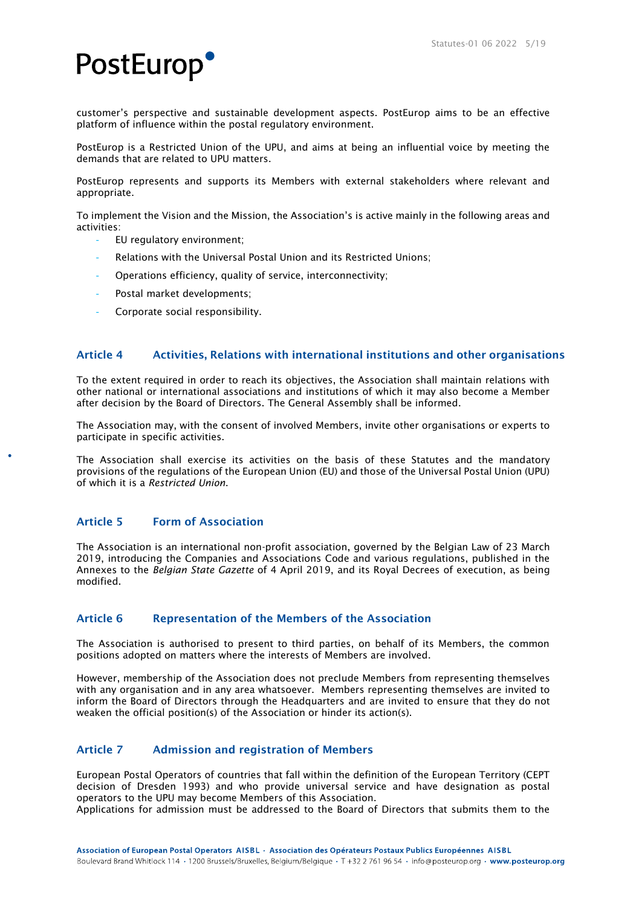customer's perspective and sustainable development aspects. PostEurop aims to be an effective platform of influence within the postal regulatory environment.

PostEurop is a Restricted Union of the UPU, and aims at being an influential voice by meeting the demands that are related to UPU matters.

PostEurop represents and supports its Members with external stakeholders where relevant and appropriate.

To implement the Vision and the Mission, the Association's is active mainly in the following areas and activities:

- EU regulatory environment;
- Relations with the Universal Postal Union and its Restricted Unions;
- Operations efficiency, quality of service, interconnectivity;
- Postal market developments;
- Corporate social responsibility.

## Article 4 Activities, Relations with international institutions and other organisations

To the extent required in order to reach its objectives, the Association shall maintain relations with other national or international associations and institutions of which it may also become a Member after decision by the Board of Directors. The General Assembly shall be informed.

The Association may, with the consent of involved Members, invite other organisations or experts to participate in specific activities.

The Association shall exercise its activities on the basis of these Statutes and the mandatory provisions of the regulations of the European Union (EU) and those of the Universal Postal Union (UPU) of which it is a *Restricted Union*.

## Article 5 Form of Association

The Association is an international non-profit association, governed by the Belgian Law of 23 March 2019, introducing the Companies and Associations Code and various regulations, published in the Annexes to the *Belgian State Gazette* of 4 April 2019, and its Royal Decrees of execution, as being modified.

## Article 6 Representation of the Members of the Association

The Association is authorised to present to third parties, on behalf of its Members, the common positions adopted on matters where the interests of Members are involved.

However, membership of the Association does not preclude Members from representing themselves with any organisation and in any area whatsoever. Members representing themselves are invited to inform the Board of Directors through the Headquarters and are invited to ensure that they do not weaken the official position(s) of the Association or hinder its action(s).

## Article 7 Admission and registration of Members

European Postal Operators of countries that fall within the definition of the European Territory (CEPT decision of Dresden 1993) and who provide universal service and have designation as postal operators to the UPU may become Members of this Association.
Applications for admission must be addressed to the Board of Directors that submits them to the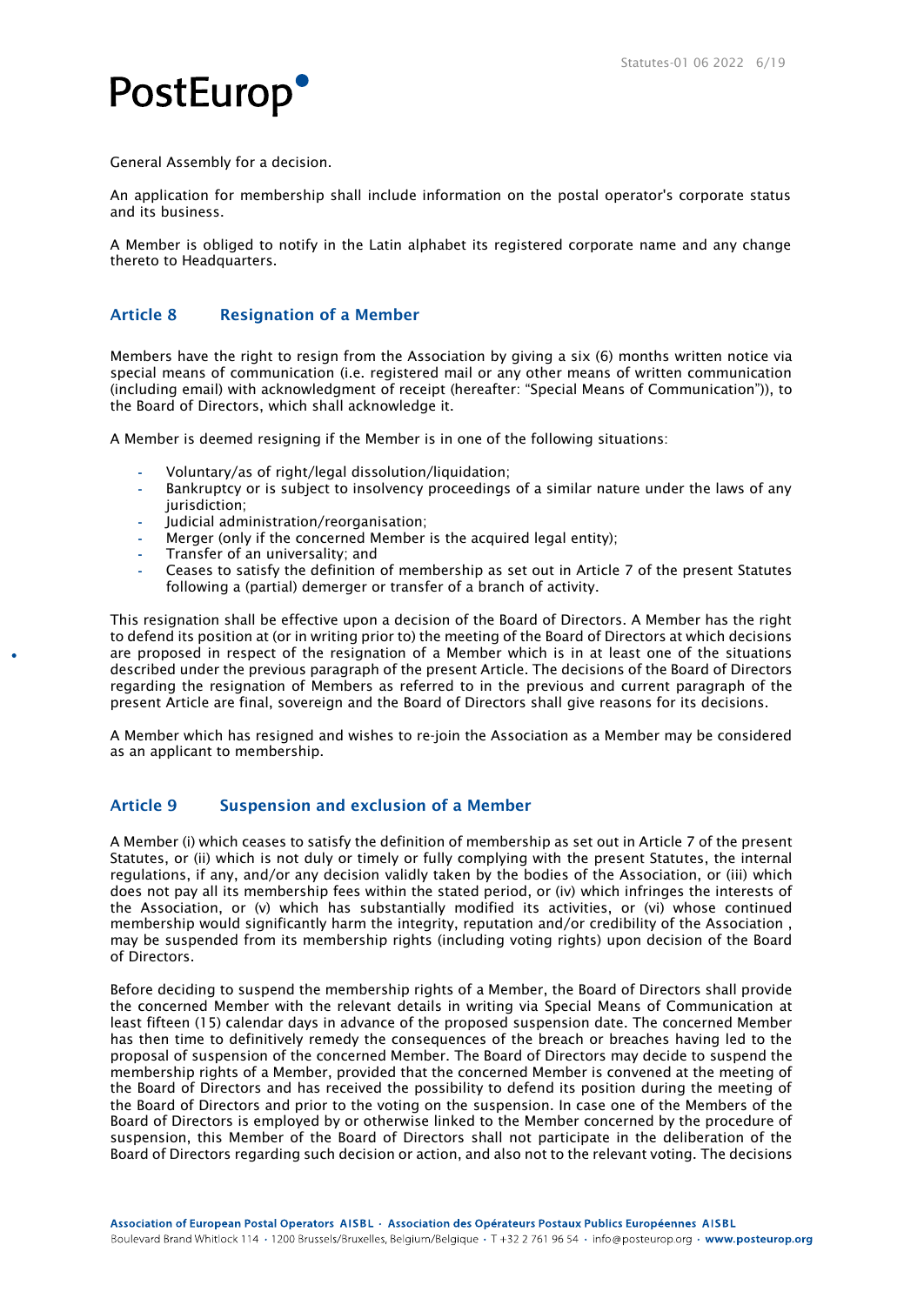General Assembly for a decision.

An application for membership shall include information on the postal operator's corporate status and its business.

A Member is obliged to notify in the Latin alphabet its registered corporate name and any change thereto to Headquarters.

## Article 8 Resignation of a Member

Members have the right to resign from the Association by giving a six (6) months written notice via special means of communication (i.e. registered mail or any other means of written communication (including email) with acknowledgment of receipt (hereafter: "Special Means of Communication")), to the Board of Directors, which shall acknowledge it.

A Member is deemed resigning if the Member is in one of the following situations:

- Voluntary/as of right/legal dissolution/liquidation;
- Bankruptcy or is subject to insolvency proceedings of a similar nature under the laws of any jurisdiction;
- Judicial administration/reorganisation;
- Merger (only if the concerned Member is the acquired legal entity);
- Transfer of an universality; and
- Ceases to satisfy the definition of membership as set out in Article 7 of the present Statutes following a (partial) demerger or transfer of a branch of activity.

This resignation shall be effective upon a decision of the Board of Directors. A Member has the right to defend its position at (or in writing prior to) the meeting of the Board of Directors at which decisions are proposed in respect of the resignation of a Member which is in at least one of the situations described under the previous paragraph of the present Article. The decisions of the Board of Directors regarding the resignation of Members as referred to in the previous and current paragraph of the present Article are final, sovereign and the Board of Directors shall give reasons for its decisions.

A Member which has resigned and wishes to re-join the Association as a Member may be considered as an applicant to membership.

## Article 9 Suspension and exclusion of a Member

A Member (i) which ceases to satisfy the definition of membership as set out in Article 7 of the present Statutes, or (ii) which is not duly or timely or fully complying with the present Statutes, the internal regulations, if any, and/or any decision validly taken by the bodies of the Association, or (iii) which does not pay all its membership fees within the stated period, or (iv) which infringes the interests of the Association, or (v) which has substantially modified its activities, or (vi) whose continued membership would significantly harm the integrity, reputation and/or credibility of the Association , may be suspended from its membership rights (including voting rights) upon decision of the Board of Directors.

Before deciding to suspend the membership rights of a Member, the Board of Directors shall provide the concerned Member with the relevant details in writing via Special Means of Communication at least fifteen (15) calendar days in advance of the proposed suspension date. The concerned Member has then time to definitively remedy the consequences of the breach or breaches having led to the proposal of suspension of the concerned Member. The Board of Directors may decide to suspend the membership rights of a Member, provided that the concerned Member is convened at the meeting of the Board of Directors and has received the possibility to defend its position during the meeting of the Board of Directors and prior to the voting on the suspension. In case one of the Members of the Board of Directors is employed by or otherwise linked to the Member concerned by the procedure of suspension, this Member of the Board of Directors shall not participate in the deliberation of the Board of Directors regarding such decision or action, and also not to the relevant voting. The decisions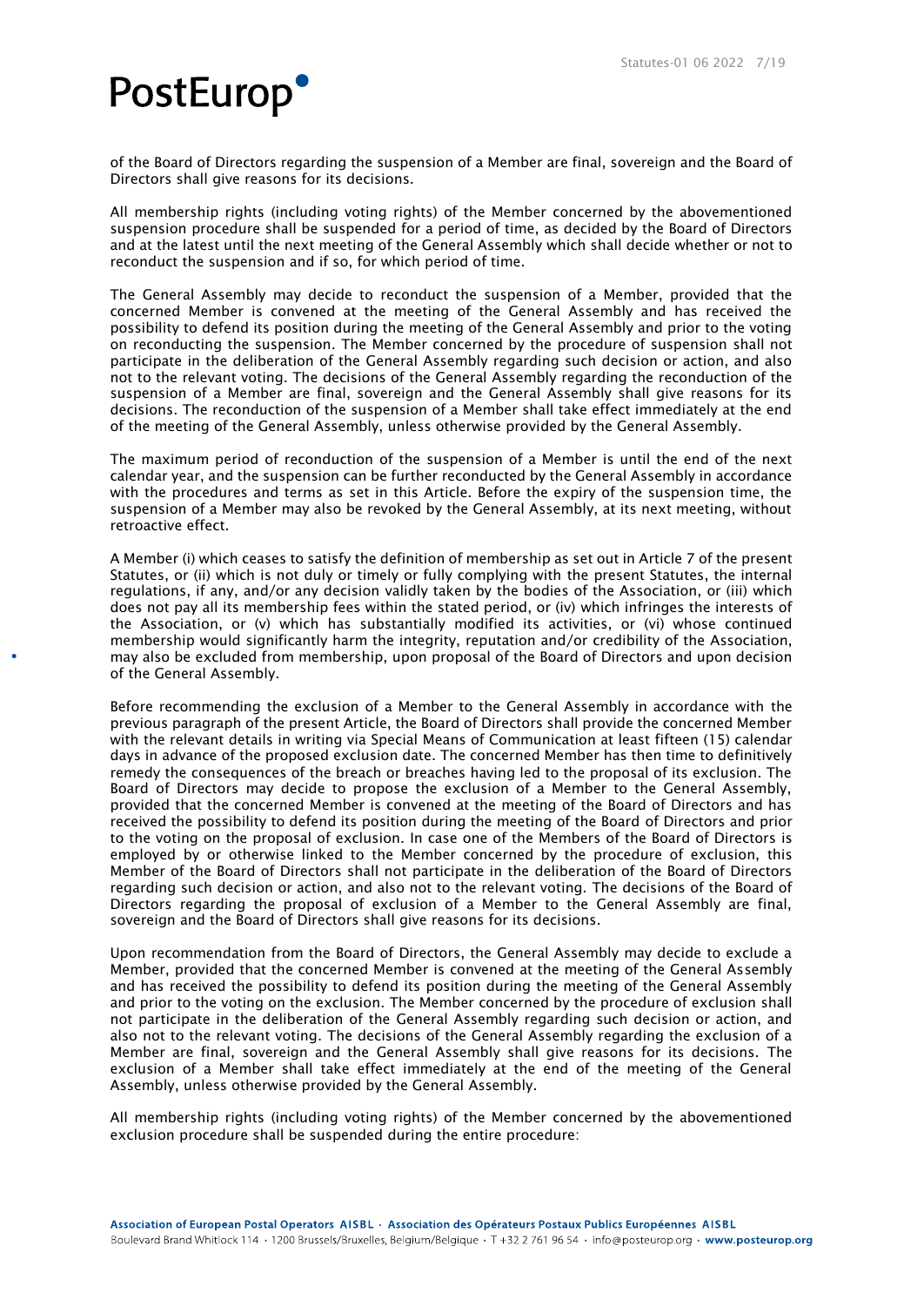of the Board of Directors regarding the suspension of a Member are final, sovereign and the Board of Directors shall give reasons for its decisions.

All membership rights (including voting rights) of the Member concerned by the abovementioned suspension procedure shall be suspended for a period of time, as decided by the Board of Directors and at the latest until the next meeting of the General Assembly which shall decide whether or not to reconduct the suspension and if so, for which period of time.

The General Assembly may decide to reconduct the suspension of a Member, provided that the concerned Member is convened at the meeting of the General Assembly and has received the possibility to defend its position during the meeting of the General Assembly and prior to the voting on reconducting the suspension. The Member concerned by the procedure of suspension shall not participate in the deliberation of the General Assembly regarding such decision or action, and also not to the relevant voting. The decisions of the General Assembly regarding the reconduction of the suspension of a Member are final, sovereign and the General Assembly shall give reasons for its decisions. The reconduction of the suspension of a Member shall take effect immediately at the end of the meeting of the General Assembly, unless otherwise provided by the General Assembly.

The maximum period of reconduction of the suspension of a Member is until the end of the next calendar year, and the suspension can be further reconducted by the General Assembly in accordance with the procedures and terms as set in this Article. Before the expiry of the suspension time, the suspension of a Member may also be revoked by the General Assembly, at its next meeting, without retroactive effect.

A Member (i) which ceases to satisfy the definition of membership as set out in Article 7 of the present Statutes, or (ii) which is not duly or timely or fully complying with the present Statutes, the internal regulations, if any, and/or any decision validly taken by the bodies of the Association, or (iii) which does not pay all its membership fees within the stated period, or (iv) which infringes the interests of the Association, or (v) which has substantially modified its activities, or (vi) whose continued membership would significantly harm the integrity, reputation and/or credibility of the Association, may also be excluded from membership, upon proposal of the Board of Directors and upon decision of the General Assembly.

Before recommending the exclusion of a Member to the General Assembly in accordance with the previous paragraph of the present Article, the Board of Directors shall provide the concerned Member with the relevant details in writing via Special Means of Communication at least fifteen (15) calendar days in advance of the proposed exclusion date. The concerned Member has then time to definitively remedy the consequences of the breach or breaches having led to the proposal of its exclusion. The Board of Directors may decide to propose the exclusion of a Member to the General Assembly, provided that the concerned Member is convened at the meeting of the Board of Directors and has received the possibility to defend its position during the meeting of the Board of Directors and prior to the voting on the proposal of exclusion. In case one of the Members of the Board of Directors is employed by or otherwise linked to the Member concerned by the procedure of exclusion, this Member of the Board of Directors shall not participate in the deliberation of the Board of Directors regarding such decision or action, and also not to the relevant voting. The decisions of the Board of Directors regarding the proposal of exclusion of a Member to the General Assembly are final, sovereign and the Board of Directors shall give reasons for its decisions.

Upon recommendation from the Board of Directors, the General Assembly may decide to exclude a Member, provided that the concerned Member is convened at the meeting of the General Assembly and has received the possibility to defend its position during the meeting of the General Assembly and prior to the voting on the exclusion. The Member concerned by the procedure of exclusion shall not participate in the deliberation of the General Assembly regarding such decision or action, and also not to the relevant voting. The decisions of the General Assembly regarding the exclusion of a Member are final, sovereign and the General Assembly shall give reasons for its decisions. The exclusion of a Member shall take effect immediately at the end of the meeting of the General Assembly, unless otherwise provided by the General Assembly.

All membership rights (including voting rights) of the Member concerned by the abovementioned exclusion procedure shall be suspended during the entire procedure: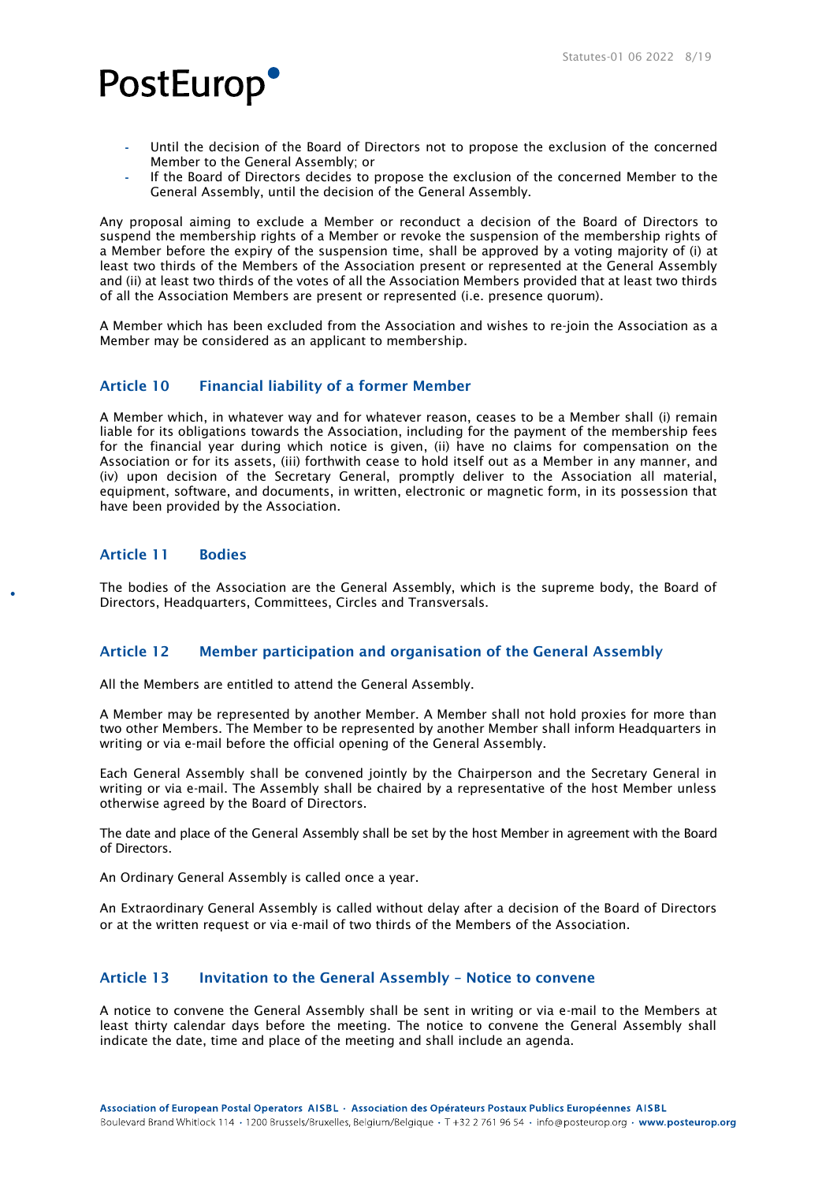- Until the decision of the Board of Directors not to propose the exclusion of the concerned Member to the General Assembly; or
- If the Board of Directors decides to propose the exclusion of the concerned Member to the General Assembly, until the decision of the General Assembly.

Any proposal aiming to exclude a Member or reconduct a decision of the Board of Directors to suspend the membership rights of a Member or revoke the suspension of the membership rights of a Member before the expiry of the suspension time, shall be approved by a voting majority of (i) at least two thirds of the Members of the Association present or represented at the General Assembly and (ii) at least two thirds of the votes of all the Association Members provided that at least two thirds of all the Association Members are present or represented (i.e. presence quorum).

A Member which has been excluded from the Association and wishes to re-join the Association as a Member may be considered as an applicant to membership.

## Article 10 Financial liability of a former Member

A Member which, in whatever way and for whatever reason, ceases to be a Member shall (i) remain liable for its obligations towards the Association, including for the payment of the membership fees for the financial year during which notice is given, (ii) have no claims for compensation on the Association or for its assets, (iii) forthwith cease to hold itself out as a Member in any manner, and (iv) upon decision of the Secretary General, promptly deliver to the Association all material, equipment, software, and documents, in written, electronic or magnetic form, in its possession that have been provided by the Association.

## Article 11 Bodies

The bodies of the Association are the General Assembly, which is the supreme body, the Board of Directors, Headquarters, Committees, Circles and Transversals.

## Article 12 Member participation and organisation of the General Assembly

All the Members are entitled to attend the General Assembly.

A Member may be represented by another Member. A Member shall not hold proxies for more than two other Members. The Member to be represented by another Member shall inform Headquarters in writing or via e-mail before the official opening of the General Assembly.

Each General Assembly shall be convened jointly by the Chairperson and the Secretary General in writing or via e-mail. The Assembly shall be chaired by a representative of the host Member unless otherwise agreed by the Board of Directors.

The date and place of the General Assembly shall be set by the host Member in agreement with the Board of Directors.

An Ordinary General Assembly is called once a year.

An Extraordinary General Assembly is called without delay after a decision of the Board of Directors or at the written request or via e-mail of two thirds of the Members of the Association.

## Article 13 Invitation to the General Assembly – Notice to convene

A notice to convene the General Assembly shall be sent in writing or via e-mail to the Members at least thirty calendar days before the meeting. The notice to convene the General Assembly shall indicate the date, time and place of the meeting and shall include an agenda.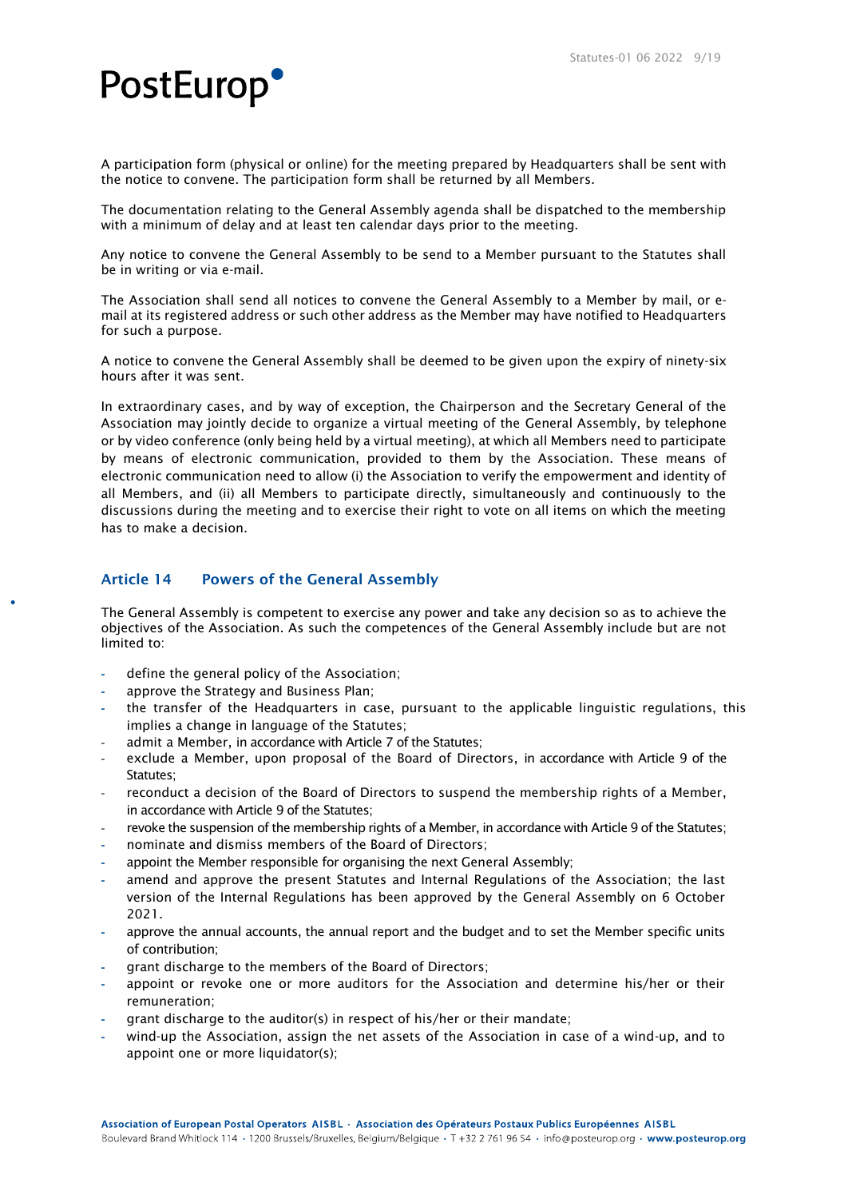A participation form (physical or online) for the meeting prepared by Headquarters shall be sent with the notice to convene. The participation form shall be returned by all Members.

The documentation relating to the General Assembly agenda shall be dispatched to the membership with a minimum of delay and at least ten calendar days prior to the meeting.

Any notice to convene the General Assembly to be send to a Member pursuant to the Statutes shall be in writing or via e-mail.

The Association shall send all notices to convene the General Assembly to a Member by mail, or e-mail at its registered address or such other address as the Member may have notified to Headquarters for such a purpose.

A notice to convene the General Assembly shall be deemed to be given upon the expiry of ninety-six hours after it was sent.

In extraordinary cases, and by way of exception, the Chairperson and the Secretary General of the Association may jointly decide to organize a virtual meeting of the General Assembly, by telephone or by video conference (only being held by a virtual meeting), at which all Members need to participate by means of electronic communication, provided to them by the Association. These means of electronic communication need to allow (i) the Association to verify the empowerment and identity of all Members, and (ii) all Members to participate directly, simultaneously and continuously to the discussions during the meeting and to exercise their right to vote on all items on which the meeting has to make a decision.

## Article 14 Powers of the General Assembly

The General Assembly is competent to exercise any power and take any decision so as to achieve the objectives of the Association. As such the competences of the General Assembly include but are not limited to:

- define the general policy of the Association;
- approve the Strategy and Business Plan;
- the transfer of the Headquarters in case, pursuant to the applicable linguistic regulations, this implies a change in language of the Statutes;
- admit a Member, in accordance with Article 7 of the Statutes;
- exclude a Member, upon proposal of the Board of Directors, in accordance with Article 9 of the Statutes;
- reconduct a decision of the Board of Directors to suspend the membership rights of a Member, in accordance with Article 9 of the Statutes;
- revoke the suspension of the membership rights of a Member, in accordance with Article 9 of the Statutes;
- nominate and dismiss members of the Board of Directors;
- appoint the Member responsible for organising the next General Assembly;
- amend and approve the present Statutes and Internal Regulations of the Association; the last version of the Internal Regulations has been approved by the General Assembly on 6 October 2021.
- approve the annual accounts, the annual report and the budget and to set the Member specific units of contribution;
- grant discharge to the members of the Board of Directors;
- appoint or revoke one or more auditors for the Association and determine his/her or their remuneration;
- grant discharge to the auditor(s) in respect of his/her or their mandate;
- wind-up the Association, assign the net assets of the Association in case of a wind-up, and to appoint one or more liquidator(s);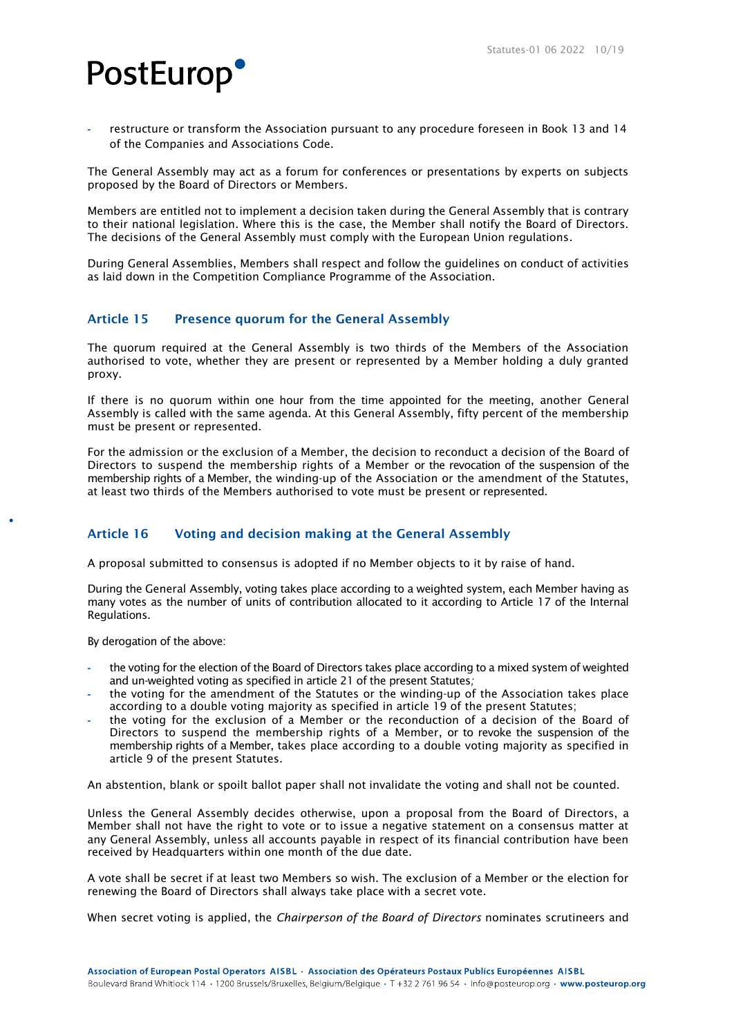- restructure or transform the Association pursuant to any procedure foreseen in Book 13 and 14 of the Companies and Associations Code.

The General Assembly may act as a forum for conferences or presentations by experts on subjects proposed by the Board of Directors or Members.

Members are entitled not to implement a decision taken during the General Assembly that is contrary to their national legislation. Where this is the case, the Member shall notify the Board of Directors. The decisions of the General Assembly must comply with the European Union regulations.

During General Assemblies, Members shall respect and follow the guidelines on conduct of activities as laid down in the Competition Compliance Programme of the Association.

## Article 15 Presence quorum for the General Assembly

The quorum required at the General Assembly is two thirds of the Members of the Association authorised to vote, whether they are present or represented by a Member holding a duly granted proxy.

If there is no quorum within one hour from the time appointed for the meeting, another General Assembly is called with the same agenda. At this General Assembly, fifty percent of the membership must be present or represented.

For the admission or the exclusion of a Member, the decision to reconduct a decision of the Board of Directors to suspend the membership rights of a Member or the revocation of the suspension of the membership rights of a Member, the winding-up of the Association or the amendment of the Statutes, at least two thirds of the Members authorised to vote must be present or represented.

## Article 16 Voting and decision making at the General Assembly

A proposal submitted to consensus is adopted if no Member objects to it by raise of hand.

During the General Assembly, voting takes place according to a weighted system, each Member having as many votes as the number of units of contribution allocated to it according to Article 17 of the Internal Regulations.

By derogation of the above:

- the voting for the election of the Board of Directors takes place according to a mixed system of weighted and un-weighted voting as specified in article 21 of the present Statutes;
- the voting for the amendment of the Statutes or the winding-up of the Association takes place according to a double voting majority as specified in article 19 of the present Statutes;
- the voting for the exclusion of a Member or the reconduction of a decision of the Board of Directors to suspend the membership rights of a Member, or to revoke the suspension of the membership rights of a Member, takes place according to a double voting majority as specified in article 9 of the present Statutes.

An abstention, blank or spoilt ballot paper shall not invalidate the voting and shall not be counted.

Unless the General Assembly decides otherwise, upon a proposal from the Board of Directors, a Member shall not have the right to vote or to issue a negative statement on a consensus matter at any General Assembly, unless all accounts payable in respect of its financial contribution have been received by Headquarters within one month of the due date.

A vote shall be secret if at least two Members so wish. The exclusion of a Member or the election for renewing the Board of Directors shall always take place with a secret vote.

When secret voting is applied, the *Chairperson of the Board of Directors* nominates scrutineers and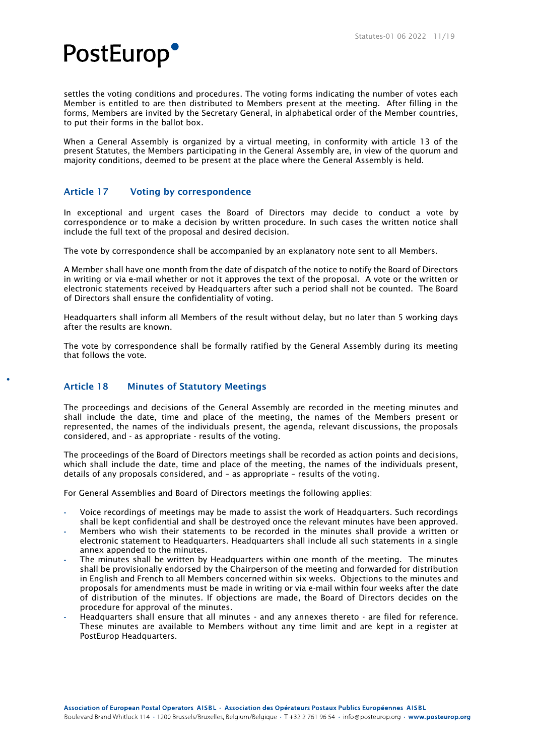settles the voting conditions and procedures. The voting forms indicating the number of votes each Member is entitled to are then distributed to Members present at the meeting. After filling in the forms, Members are invited by the Secretary General, in alphabetical order of the Member countries, to put their forms in the ballot box.

When a General Assembly is organized by a virtual meeting, in conformity with article 13 of the present Statutes, the Members participating in the General Assembly are, in view of the quorum and majority conditions, deemed to be present at the place where the General Assembly is held.

## Article 17 Voting by correspondence

In exceptional and urgent cases the Board of Directors may decide to conduct a vote by correspondence or to make a decision by written procedure. In such cases the written notice shall include the full text of the proposal and desired decision.

The vote by correspondence shall be accompanied by an explanatory note sent to all Members.

A Member shall have one month from the date of dispatch of the notice to notify the Board of Directors in writing or via e-mail whether or not it approves the text of the proposal. A vote or the written or electronic statements received by Headquarters after such a period shall not be counted. The Board of Directors shall ensure the confidentiality of voting.

Headquarters shall inform all Members of the result without delay, but no later than 5 working days after the results are known.

The vote by correspondence shall be formally ratified by the General Assembly during its meeting that follows the vote.

## Article 18 Minutes of Statutory Meetings

The proceedings and decisions of the General Assembly are recorded in the meeting minutes and shall include the date, time and place of the meeting, the names of the Members present or represented, the names of the individuals present, the agenda, relevant discussions, the proposals considered, and - as appropriate - results of the voting.

The proceedings of the Board of Directors meetings shall be recorded as action points and decisions, which shall include the date, time and place of the meeting, the names of the individuals present, details of any proposals considered, and – as appropriate – results of the voting.

For General Assemblies and Board of Directors meetings the following applies:

- Voice recordings of meetings may be made to assist the work of Headquarters. Such recordings shall be kept confidential and shall be destroyed once the relevant minutes have been approved.
- Members who wish their statements to be recorded in the minutes shall provide a written or electronic statement to Headquarters. Headquarters shall include all such statements in a single annex appended to the minutes.
- The minutes shall be written by Headquarters within one month of the meeting. The minutes shall be provisionally endorsed by the Chairperson of the meeting and forwarded for distribution in English and French to all Members concerned within six weeks. Objections to the minutes and proposals for amendments must be made in writing or via e-mail within four weeks after the date of distribution of the minutes. If objections are made, the Board of Directors decides on the procedure for approval of the minutes.
- Headquarters shall ensure that all minutes - and any annexes thereto - are filed for reference. These minutes are available to Members without any time limit and are kept in a register at PostEurop Headquarters.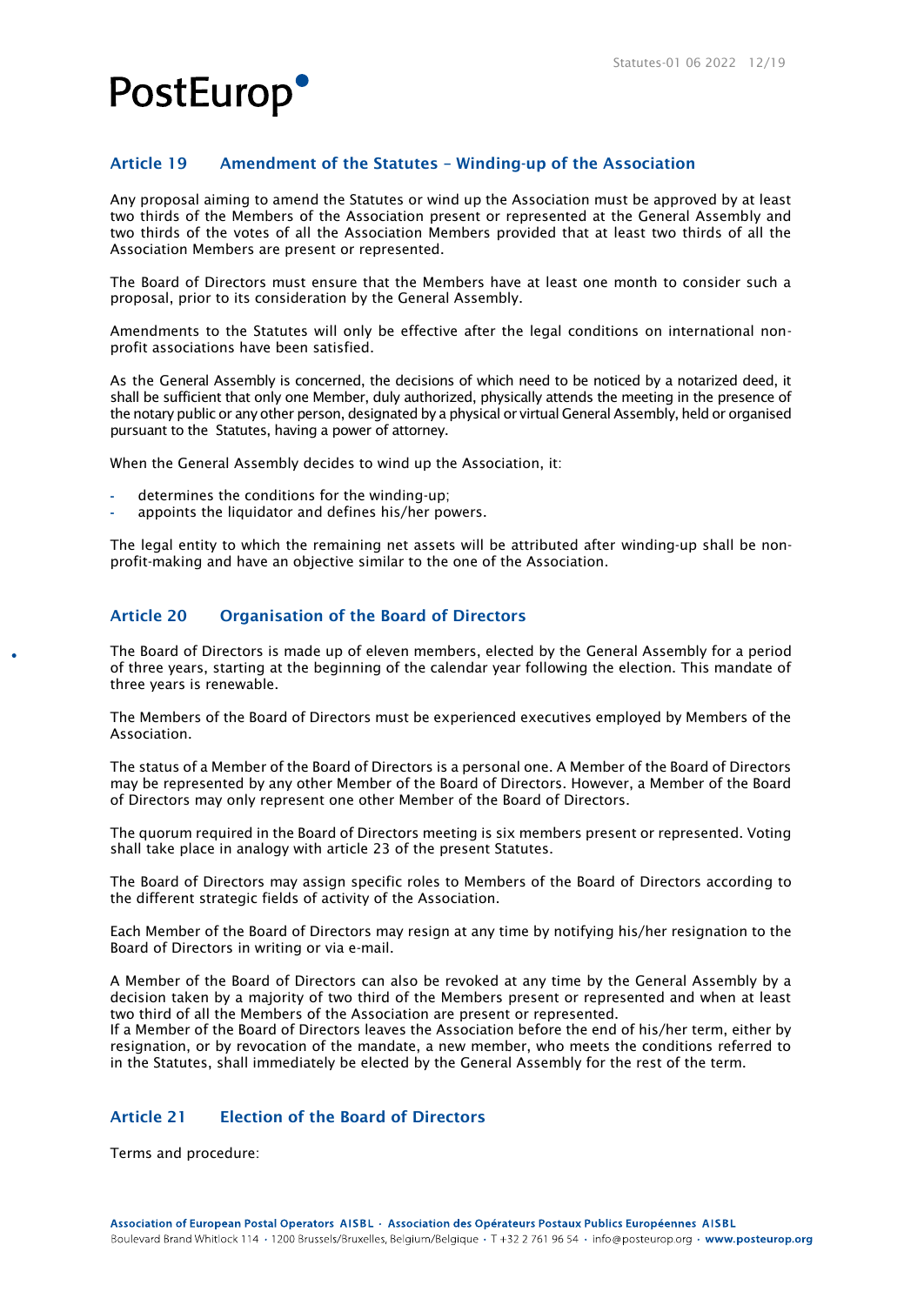## Article 19 Amendment of the Statutes – Winding-up of the Association

Any proposal aiming to amend the Statutes or wind up the Association must be approved by at least two thirds of the Members of the Association present or represented at the General Assembly and two thirds of the votes of all the Association Members provided that at least two thirds of all the Association Members are present or represented.

The Board of Directors must ensure that the Members have at least one month to consider such a proposal, prior to its consideration by the General Assembly.

Amendments to the Statutes will only be effective after the legal conditions on international non-profit associations have been satisfied.

As the General Assembly is concerned, the decisions of which need to be noticed by a notarized deed, it shall be sufficient that only one Member, duly authorized, physically attends the meeting in the presence of the notary public or any other person, designated by a physical or virtual General Assembly, held or organised pursuant to the Statutes, having a power of attorney.

When the General Assembly decides to wind up the Association, it:

- determines the conditions for the winding-up;
- appoints the liquidator and defines his/her powers.

The legal entity to which the remaining net assets will be attributed after winding-up shall be non-profit-making and have an objective similar to the one of the Association.

## Article 20 Organisation of the Board of Directors

The Board of Directors is made up of eleven members, elected by the General Assembly for a period of three years, starting at the beginning of the calendar year following the election. This mandate of three years is renewable.

The Members of the Board of Directors must be experienced executives employed by Members of the Association.

The status of a Member of the Board of Directors is a personal one. A Member of the Board of Directors may be represented by any other Member of the Board of Directors. However, a Member of the Board of Directors may only represent one other Member of the Board of Directors.

The quorum required in the Board of Directors meeting is six members present or represented. Voting shall take place in analogy with article 23 of the present Statutes.

The Board of Directors may assign specific roles to Members of the Board of Directors according to the different strategic fields of activity of the Association.

Each Member of the Board of Directors may resign at any time by notifying his/her resignation to the Board of Directors in writing or via e-mail.

A Member of the Board of Directors can also be revoked at any time by the General Assembly by a decision taken by a majority of two third of the Members present or represented and when at least two third of all the Members of the Association are present or represented.
If a Member of the Board of Directors leaves the Association before the end of his/her term, either by resignation, or by revocation of the mandate, a new member, who meets the conditions referred to in the Statutes, shall immediately be elected by the General Assembly for the rest of the term.

## Article 21 Election of the Board of Directors

Terms and procedure: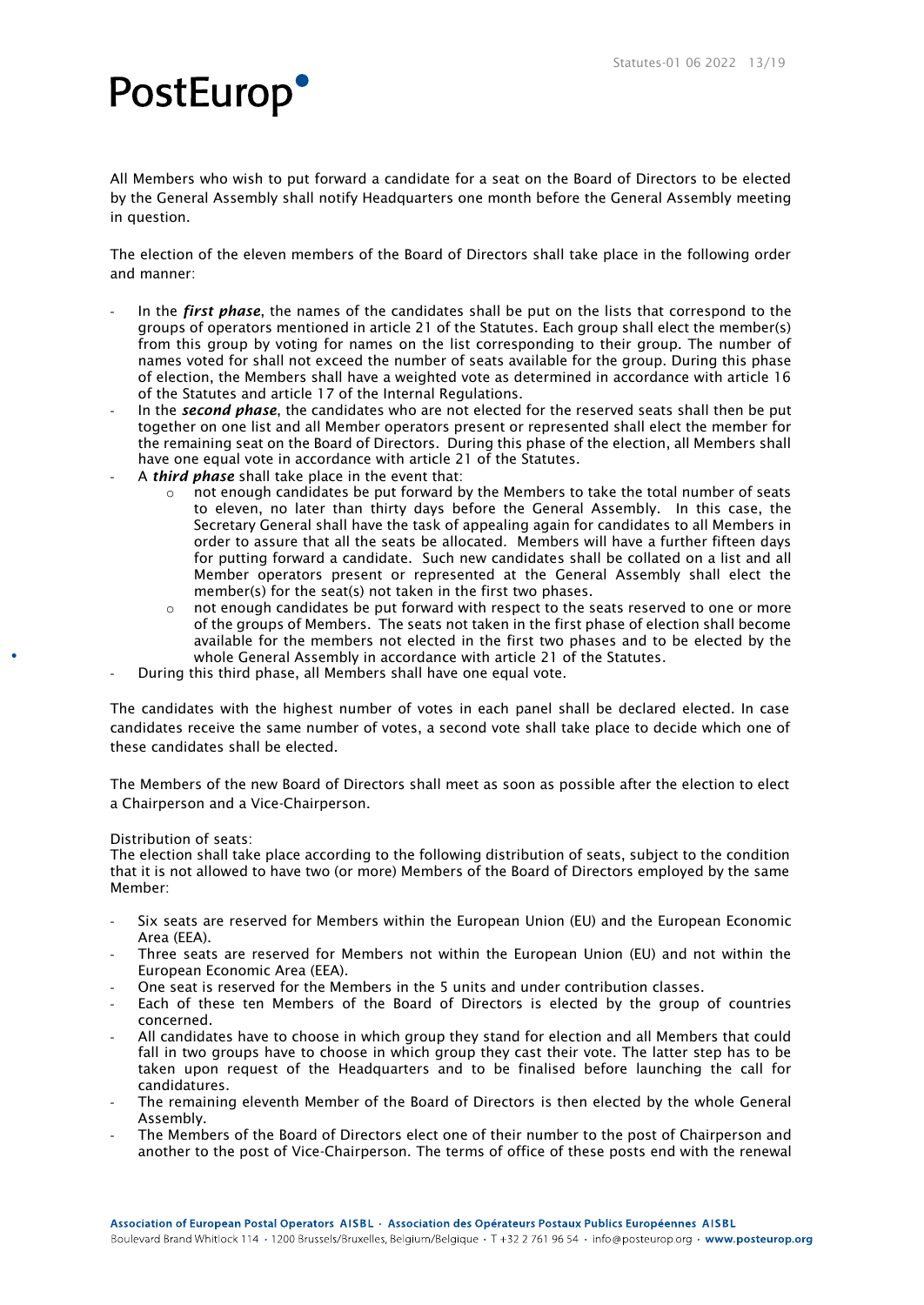All Members who wish to put forward a candidate for a seat on the Board of Directors to be elected by the General Assembly shall notify Headquarters one month before the General Assembly meeting in question.

The election of the eleven members of the Board of Directors shall take place in the following order and manner:

- In the ***first phase***, the names of the candidates shall be put on the lists that correspond to the groups of operators mentioned in article 21 of the Statutes. Each group shall elect the member(s) from this group by voting for names on the list corresponding to their group. The number of names voted for shall not exceed the number of seats available for the group. During this phase of election, the Members shall have a weighted vote as determined in accordance with article 16 of the Statutes and article 17 of the Internal Regulations.
- In the ***second phase***, the candidates who are not elected for the reserved seats shall then be put together on one list and all Member operators present or represented shall elect the member for the remaining seat on the Board of Directors. During this phase of the election, all Members shall have one equal vote in accordance with article 21 of the Statutes.
- A ***third phase*** shall take place in the event that:
    - not enough candidates be put forward by the Members to take the total number of seats to eleven, no later than thirty days before the General Assembly. In this case, the Secretary General shall have the task of appealing again for candidates to all Members in order to assure that all the seats be allocated. Members will have a further fifteen days for putting forward a candidate. Such new candidates shall be collated on a list and all Member operators present or represented at the General Assembly shall elect the member(s) for the seat(s) not taken in the first two phases.
    - not enough candidates be put forward with respect to the seats reserved to one or more of the groups of Members. The seats not taken in the first phase of election shall become available for the members not elected in the first two phases and to be elected by the whole General Assembly in accordance with article 21 of the Statutes.
- During this third phase, all Members shall have one equal vote.

The candidates with the highest number of votes in each panel shall be declared elected. In case candidates receive the same number of votes, a second vote shall take place to decide which one of these candidates shall be elected.

The Members of the new Board of Directors shall meet as soon as possible after the election to elect a Chairperson and a Vice-Chairperson.

Distribution of seats:
The election shall take place according to the following distribution of seats, subject to the condition that it is not allowed to have two (or more) Members of the Board of Directors employed by the same Member:

- Six seats are reserved for Members within the European Union (EU) and the European Economic Area (EEA).
- Three seats are reserved for Members not within the European Union (EU) and not within the European Economic Area (EEA).
- One seat is reserved for the Members in the 5 units and under contribution classes.
- Each of these ten Members of the Board of Directors is elected by the group of countries concerned.
- All candidates have to choose in which group they stand for election and all Members that could fall in two groups have to choose in which group they cast their vote. The latter step has to be taken upon request of the Headquarters and to be finalised before launching the call for candidatures.
- The remaining eleventh Member of the Board of Directors is then elected by the whole General Assembly.
- The Members of the Board of Directors elect one of their number to the post of Chairperson and another to the post of Vice-Chairperson. The terms of office of these posts end with the renewal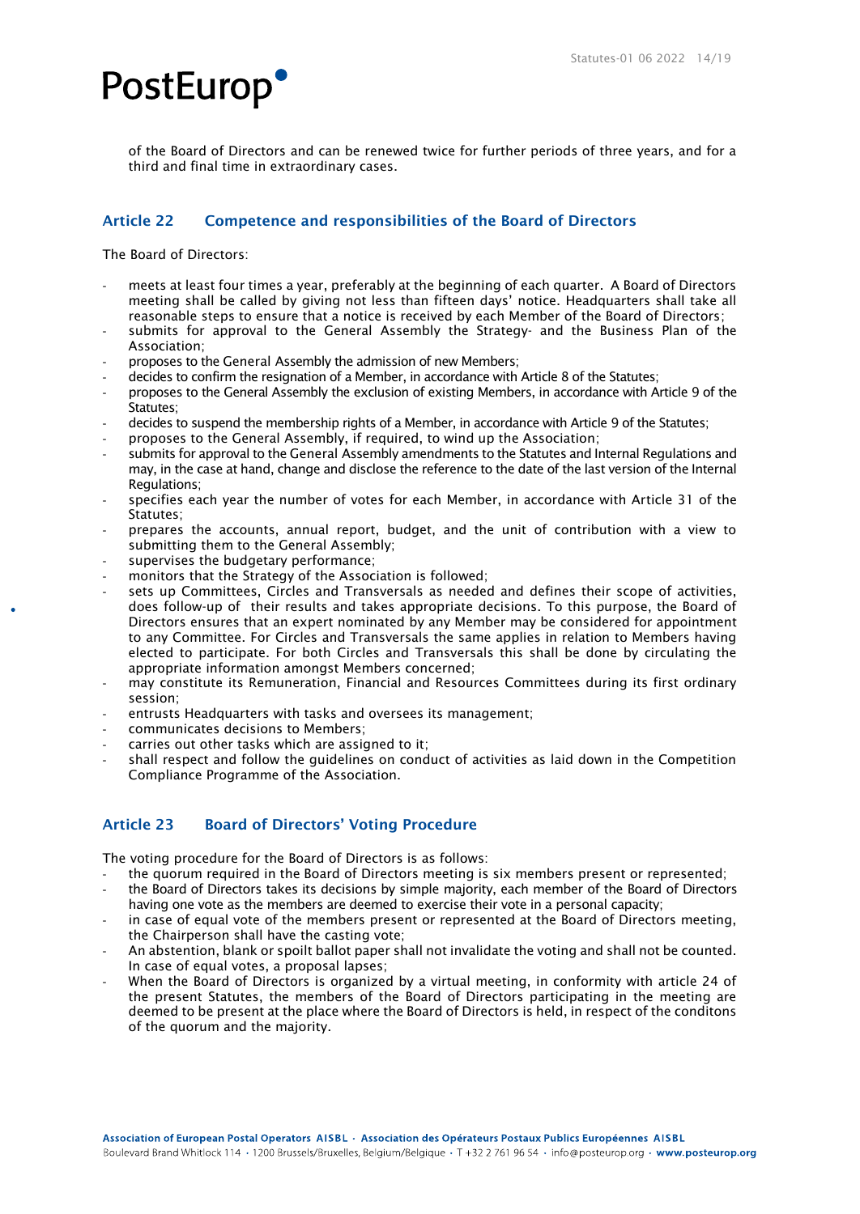of the Board of Directors and can be renewed twice for further periods of three years, and for a third and final time in extraordinary cases.

## Article 22 Competence and responsibilities of the Board of Directors

The Board of Directors:

- meets at least four times a year, preferably at the beginning of each quarter. A Board of Directors meeting shall be called by giving not less than fifteen days' notice. Headquarters shall take all reasonable steps to ensure that a notice is received by each Member of the Board of Directors;
- submits for approval to the General Assembly the Strategy- and the Business Plan of the Association;
- proposes to the General Assembly the admission of new Members;
- decides to confirm the resignation of a Member, in accordance with Article 8 of the Statutes;
- proposes to the General Assembly the exclusion of existing Members, in accordance with Article 9 of the Statutes;
- decides to suspend the membership rights of a Member, in accordance with Article 9 of the Statutes;
- proposes to the General Assembly, if required, to wind up the Association;
- submits for approval to the General Assembly amendments to the Statutes and Internal Regulations and may, in the case at hand, change and disclose the reference to the date of the last version of the Internal Regulations;
- specifies each year the number of votes for each Member, in accordance with Article 31 of the Statutes;
- prepares the accounts, annual report, budget, and the unit of contribution with a view to submitting them to the General Assembly;
- supervises the budgetary performance;
- monitors that the Strategy of the Association is followed;
- sets up Committees, Circles and Transversals as needed and defines their scope of activities, does follow-up of their results and takes appropriate decisions. To this purpose, the Board of Directors ensures that an expert nominated by any Member may be considered for appointment to any Committee. For Circles and Transversals the same applies in relation to Members having elected to participate. For both Circles and Transversals this shall be done by circulating the appropriate information amongst Members concerned;
- may constitute its Remuneration, Financial and Resources Committees during its first ordinary session;
- entrusts Headquarters with tasks and oversees its management;
- communicates decisions to Members;
- carries out other tasks which are assigned to it;
- shall respect and follow the guidelines on conduct of activities as laid down in the Competition Compliance Programme of the Association.

## Article 23 Board of Directors' Voting Procedure

The voting procedure for the Board of Directors is as follows:

- the quorum required in the Board of Directors meeting is six members present or represented;
- the Board of Directors takes its decisions by simple majority, each member of the Board of Directors having one vote as the members are deemed to exercise their vote in a personal capacity;
- in case of equal vote of the members present or represented at the Board of Directors meeting, the Chairperson shall have the casting vote;
- An abstention, blank or spoilt ballot paper shall not invalidate the voting and shall not be counted. In case of equal votes, a proposal lapses;
- When the Board of Directors is organized by a virtual meeting, in conformity with article 24 of the present Statutes, the members of the Board of Directors participating in the meeting are deemed to be present at the place where the Board of Directors is held, in respect of the conditons of the quorum and the majority.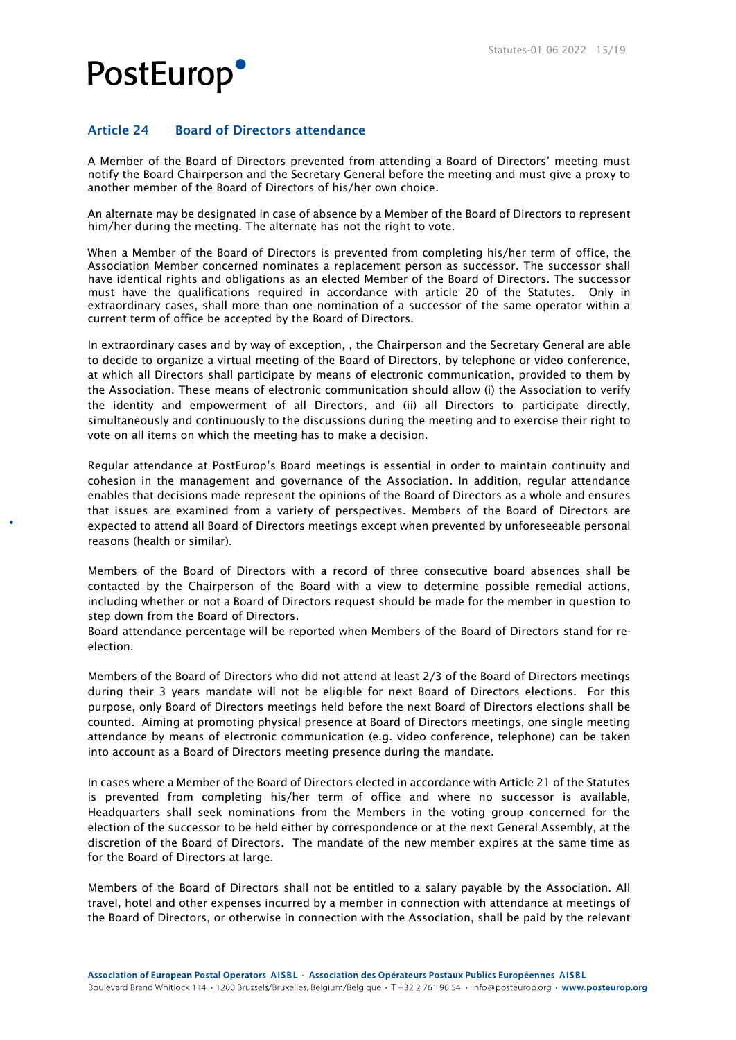## Article 24 Board of Directors attendance

A Member of the Board of Directors prevented from attending a Board of Directors' meeting must notify the Board Chairperson and the Secretary General before the meeting and must give a proxy to another member of the Board of Directors of his/her own choice.

An alternate may be designated in case of absence by a Member of the Board of Directors to represent him/her during the meeting. The alternate has not the right to vote.

When a Member of the Board of Directors is prevented from completing his/her term of office, the Association Member concerned nominates a replacement person as successor. The successor shall have identical rights and obligations as an elected Member of the Board of Directors. The successor must have the qualifications required in accordance with article 20 of the Statutes. Only in extraordinary cases, shall more than one nomination of a successor of the same operator within a current term of office be accepted by the Board of Directors.

In extraordinary cases and by way of exception, , the Chairperson and the Secretary General are able to decide to organize a virtual meeting of the Board of Directors, by telephone or video conference, at which all Directors shall participate by means of electronic communication, provided to them by the Association. These means of electronic communication should allow (i) the Association to verify the identity and empowerment of all Directors, and (ii) all Directors to participate directly, simultaneously and continuously to the discussions during the meeting and to exercise their right to vote on all items on which the meeting has to make a decision.

Regular attendance at PostEurop's Board meetings is essential in order to maintain continuity and cohesion in the management and governance of the Association. In addition, regular attendance enables that decisions made represent the opinions of the Board of Directors as a whole and ensures that issues are examined from a variety of perspectives. Members of the Board of Directors are expected to attend all Board of Directors meetings except when prevented by unforeseeable personal reasons (health or similar).

Members of the Board of Directors with a record of three consecutive board absences shall be contacted by the Chairperson of the Board with a view to determine possible remedial actions, including whether or not a Board of Directors request should be made for the member in question to step down from the Board of Directors.
Board attendance percentage will be reported when Members of the Board of Directors stand for re-election.

Members of the Board of Directors who did not attend at least 2/3 of the Board of Directors meetings during their 3 years mandate will not be eligible for next Board of Directors elections. For this purpose, only Board of Directors meetings held before the next Board of Directors elections shall be counted. Aiming at promoting physical presence at Board of Directors meetings, one single meeting attendance by means of electronic communication (e.g. video conference, telephone) can be taken into account as a Board of Directors meeting presence during the mandate.

In cases where a Member of the Board of Directors elected in accordance with Article 21 of the Statutes is prevented from completing his/her term of office and where no successor is available, Headquarters shall seek nominations from the Members in the voting group concerned for the election of the successor to be held either by correspondence or at the next General Assembly, at the discretion of the Board of Directors. The mandate of the new member expires at the same time as for the Board of Directors at large.

Members of the Board of Directors shall not be entitled to a salary payable by the Association. All travel, hotel and other expenses incurred by a member in connection with attendance at meetings of the Board of Directors, or otherwise in connection with the Association, shall be paid by the relevant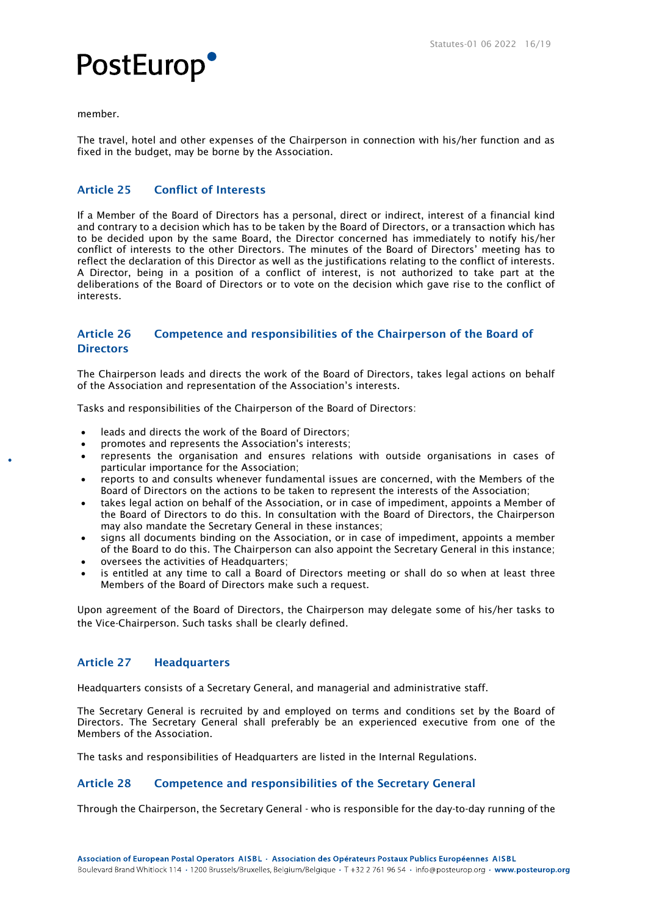member.

The travel, hotel and other expenses of the Chairperson in connection with his/her function and as fixed in the budget, may be borne by the Association.

## Article 25 Conflict of Interests

If a Member of the Board of Directors has a personal, direct or indirect, interest of a financial kind and contrary to a decision which has to be taken by the Board of Directors, or a transaction which has to be decided upon by the same Board, the Director concerned has immediately to notify his/her conflict of interests to the other Directors. The minutes of the Board of Directors' meeting has to reflect the declaration of this Director as well as the justifications relating to the conflict of interests. A Director, being in a position of a conflict of interest, is not authorized to take part at the deliberations of the Board of Directors or to vote on the decision which gave rise to the conflict of interests.

## Article 26 Competence and responsibilities of the Chairperson of the Board of Directors

The Chairperson leads and directs the work of the Board of Directors, takes legal actions on behalf of the Association and representation of the Association's interests.

Tasks and responsibilities of the Chairperson of the Board of Directors:

- leads and directs the work of the Board of Directors;
- promotes and represents the Association's interests;
- represents the organisation and ensures relations with outside organisations in cases of particular importance for the Association;
- reports to and consults whenever fundamental issues are concerned, with the Members of the Board of Directors on the actions to be taken to represent the interests of the Association;
- takes legal action on behalf of the Association, or in case of impediment, appoints a Member of the Board of Directors to do this. In consultation with the Board of Directors, the Chairperson may also mandate the Secretary General in these instances;
- signs all documents binding on the Association, or in case of impediment, appoints a member of the Board to do this. The Chairperson can also appoint the Secretary General in this instance;
- oversees the activities of Headquarters;
- is entitled at any time to call a Board of Directors meeting or shall do so when at least three Members of the Board of Directors make such a request.

Upon agreement of the Board of Directors, the Chairperson may delegate some of his/her tasks to the Vice-Chairperson. Such tasks shall be clearly defined.

## Article 27 Headquarters

Headquarters consists of a Secretary General, and managerial and administrative staff.

The Secretary General is recruited by and employed on terms and conditions set by the Board of Directors. The Secretary General shall preferably be an experienced executive from one of the Members of the Association.

The tasks and responsibilities of Headquarters are listed in the Internal Regulations.

## Article 28 Competence and responsibilities of the Secretary General

Through the Chairperson, the Secretary General - who is responsible for the day-to-day running of the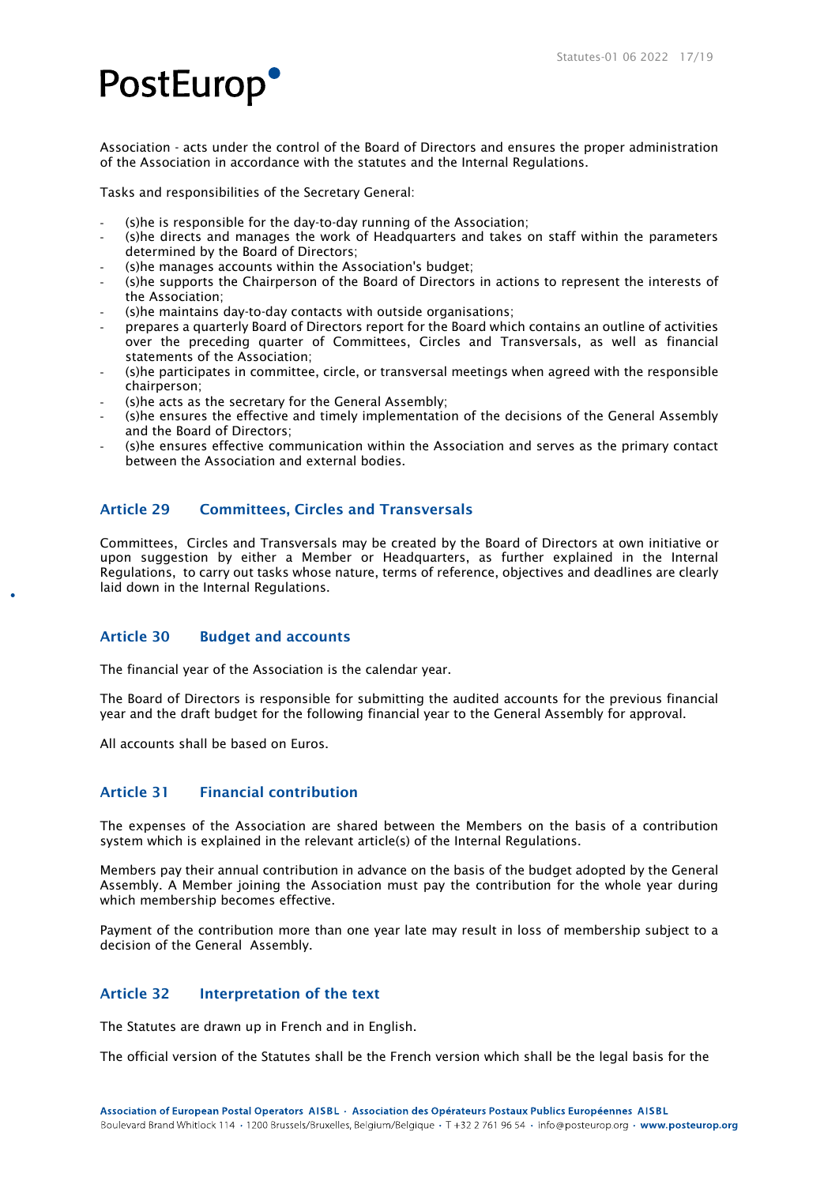Association - acts under the control of the Board of Directors and ensures the proper administration of the Association in accordance with the statutes and the Internal Regulations.

Tasks and responsibilities of the Secretary General:

- (s)he is responsible for the day-to-day running of the Association;
- (s)he directs and manages the work of Headquarters and takes on staff within the parameters determined by the Board of Directors;
- (s)he manages accounts within the Association's budget;
- (s)he supports the Chairperson of the Board of Directors in actions to represent the interests of the Association;
- (s)he maintains day-to-day contacts with outside organisations;
- prepares a quarterly Board of Directors report for the Board which contains an outline of activities over the preceding quarter of Committees, Circles and Transversals, as well as financial statements of the Association;
- (s)he participates in committee, circle, or transversal meetings when agreed with the responsible chairperson;
- (s)he acts as the secretary for the General Assembly;
- (s)he ensures the effective and timely implementation of the decisions of the General Assembly and the Board of Directors;
- (s)he ensures effective communication within the Association and serves as the primary contact between the Association and external bodies.

## Article 29 Committees, Circles and Transversals

Committees, Circles and Transversals may be created by the Board of Directors at own initiative or upon suggestion by either a Member or Headquarters, as further explained in the Internal Regulations, to carry out tasks whose nature, terms of reference, objectives and deadlines are clearly laid down in the Internal Regulations.

## Article 30 Budget and accounts

The financial year of the Association is the calendar year.

The Board of Directors is responsible for submitting the audited accounts for the previous financial year and the draft budget for the following financial year to the General Assembly for approval.

All accounts shall be based on Euros.

## Article 31 Financial contribution

The expenses of the Association are shared between the Members on the basis of a contribution system which is explained in the relevant article(s) of the Internal Regulations.

Members pay their annual contribution in advance on the basis of the budget adopted by the General Assembly. A Member joining the Association must pay the contribution for the whole year during which membership becomes effective.

Payment of the contribution more than one year late may result in loss of membership subject to a decision of the General Assembly.

## Article 32 Interpretation of the text

The Statutes are drawn up in French and in English.

The official version of the Statutes shall be the French version which shall be the legal basis for the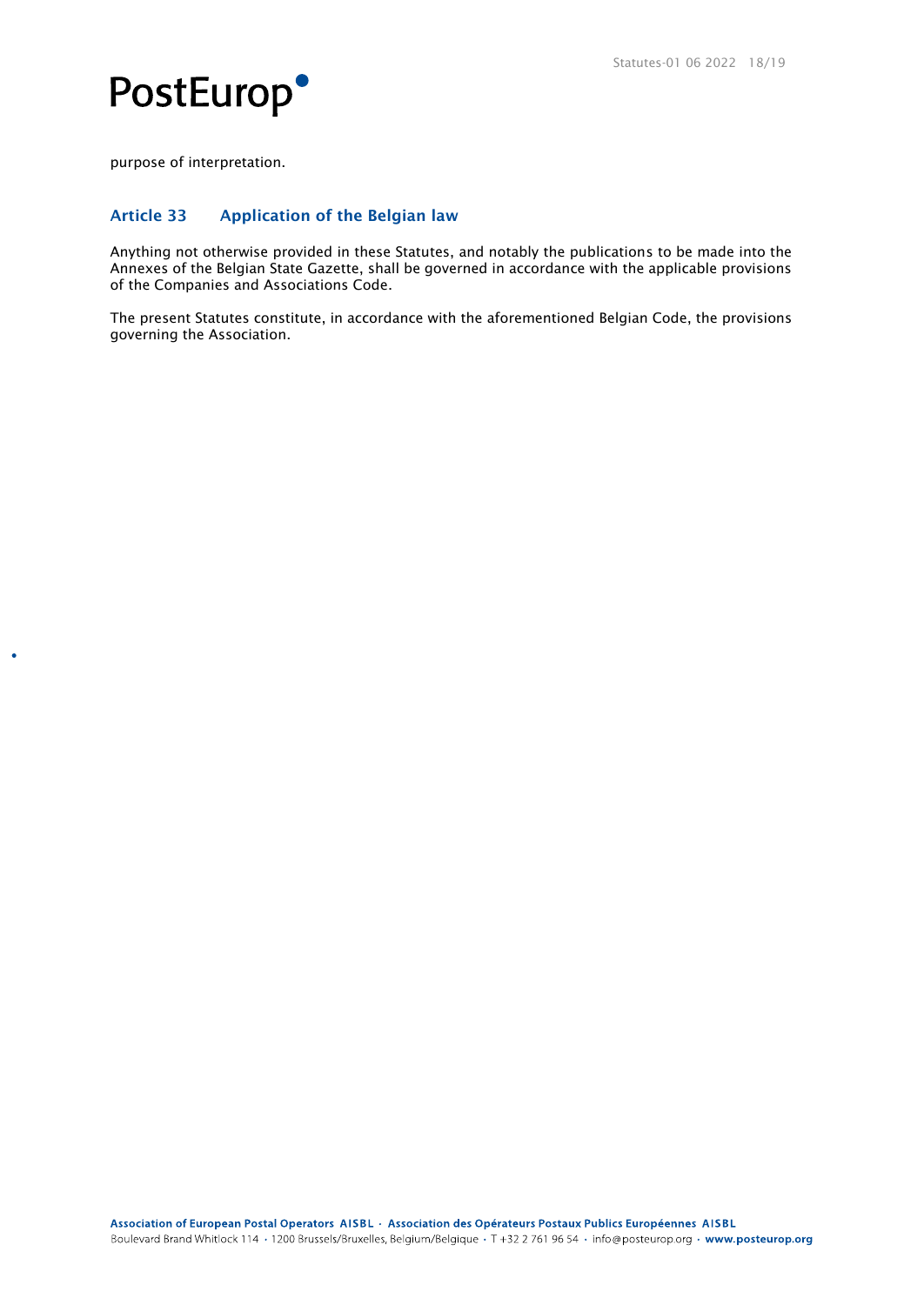purpose of interpretation.

## Article 33 Application of the Belgian law

Anything not otherwise provided in these Statutes, and notably the publications to be made into the Annexes of the Belgian State Gazette, shall be governed in accordance with the applicable provisions of the Companies and Associations Code.

The present Statutes constitute, in accordance with the aforementioned Belgian Code, the provisions governing the Association.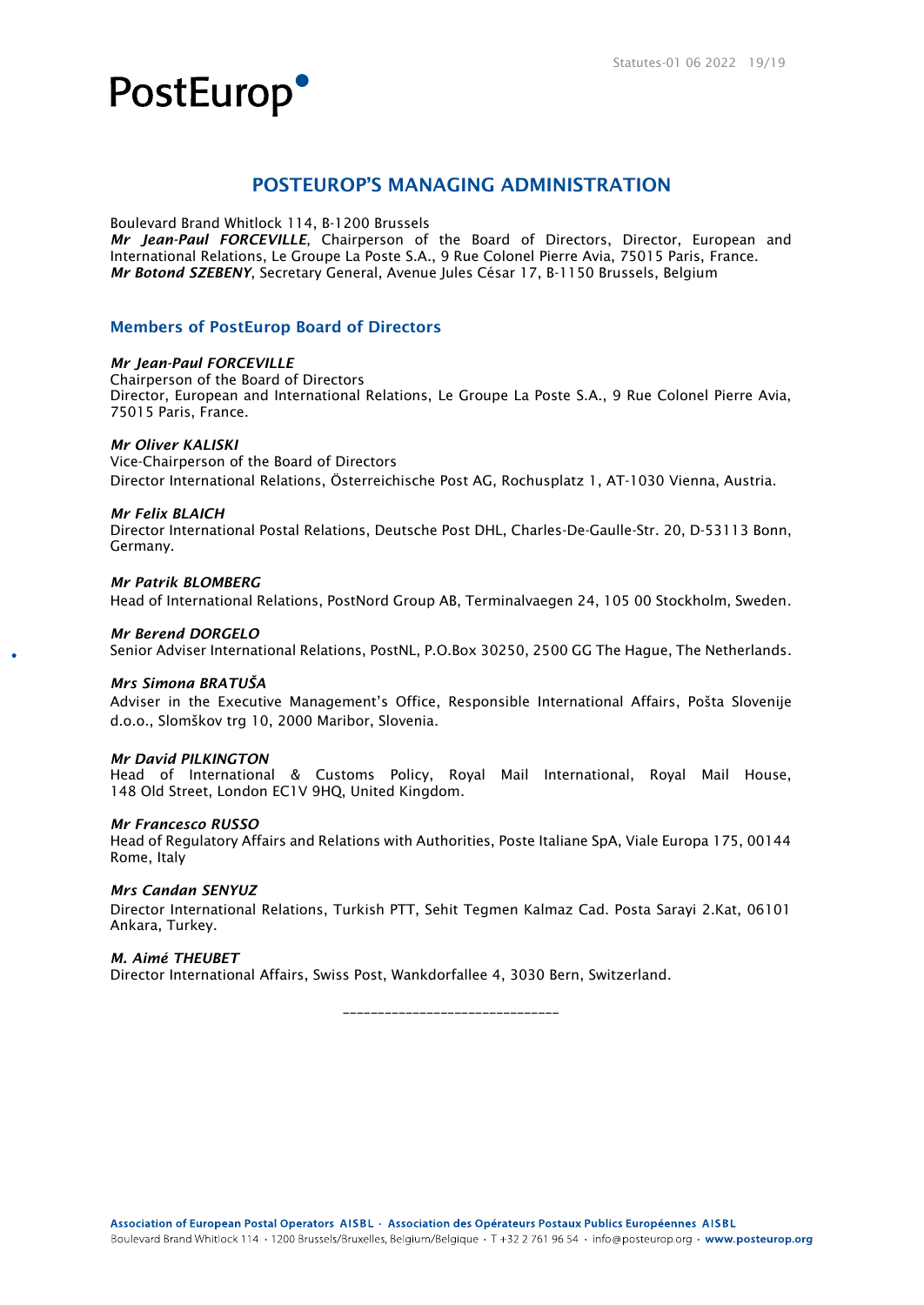PostEurop

## POSTEUROP'S MANAGING ADMINISTRATION

Boulevard Brand Whitlock 114, B-1200 Brussels
***Mr Jean-Paul FORCEVILLE***, Chairperson of the Board of Directors, Director, European and International Relations, Le Groupe La Poste S.A., 9 Rue Colonel Pierre Avia, 75015 Paris, France.
***Mr Botond SZEBENY***, Secretary General, Avenue Jules César 17, B-1150 Brussels, Belgium

### Members of PostEurop Board of Directors

***Mr Jean-Paul FORCEVILLE***
Chairperson of the Board of Directors
Director, European and International Relations, Le Groupe La Poste S.A., 9 Rue Colonel Pierre Avia, 75015 Paris, France.

***Mr Oliver KALISKI***
Vice-Chairperson of the Board of Directors
Director International Relations, Österreichische Post AG, Rochusplatz 1, AT-1030 Vienna, Austria.

***Mr Felix BLAICH***
Director International Postal Relations, Deutsche Post DHL, Charles-De-Gaulle-Str. 20, D-53113 Bonn, Germany.

***Mr Patrik BLOMBERG***
Head of International Relations, PostNord Group AB, Terminalvaegen 24, 105 00 Stockholm, Sweden.

***Mr Berend DORGELO***
Senior Adviser International Relations, PostNL, P.O.Box 30250, 2500 GG The Hague, The Netherlands.

***Mrs Simona BRATUŠA***
Adviser in the Executive Management's Office, Responsible International Affairs, Pošta Slovenije d.o.o., Slomškov trg 10, 2000 Maribor, Slovenia.

***Mr David PILKINGTON***
Head of International & Customs Policy, Royal Mail International, Royal Mail House, 148 Old Street, London EC1V 9HQ, United Kingdom.

***Mr Francesco RUSSO***
Head of Regulatory Affairs and Relations with Authorities, Poste Italiane SpA, Viale Europa 175, 00144 Rome, Italy

***Mrs Candan SENYUZ***
Director International Relations, Turkish PTT, Sehit Tegmen Kalmaz Cad. Posta Sarayi 2.Kat, 06101 Ankara, Turkey.

***M. Aimé THEUBET***
Director International Affairs, Swiss Post, Wankdorfallee 4, 3030 Bern, Switzerland.

_______________________________

Association of European Postal Operators AISBL · Association des Opérateurs Postaux Publics Européennes AISBL
Boulevard Brand Whitlock 114 · 1200 Brussels/Bruxelles, Belgium/Belgique · T +32 2 761 96 54 · info@posteurop.org · www.posteurop.org